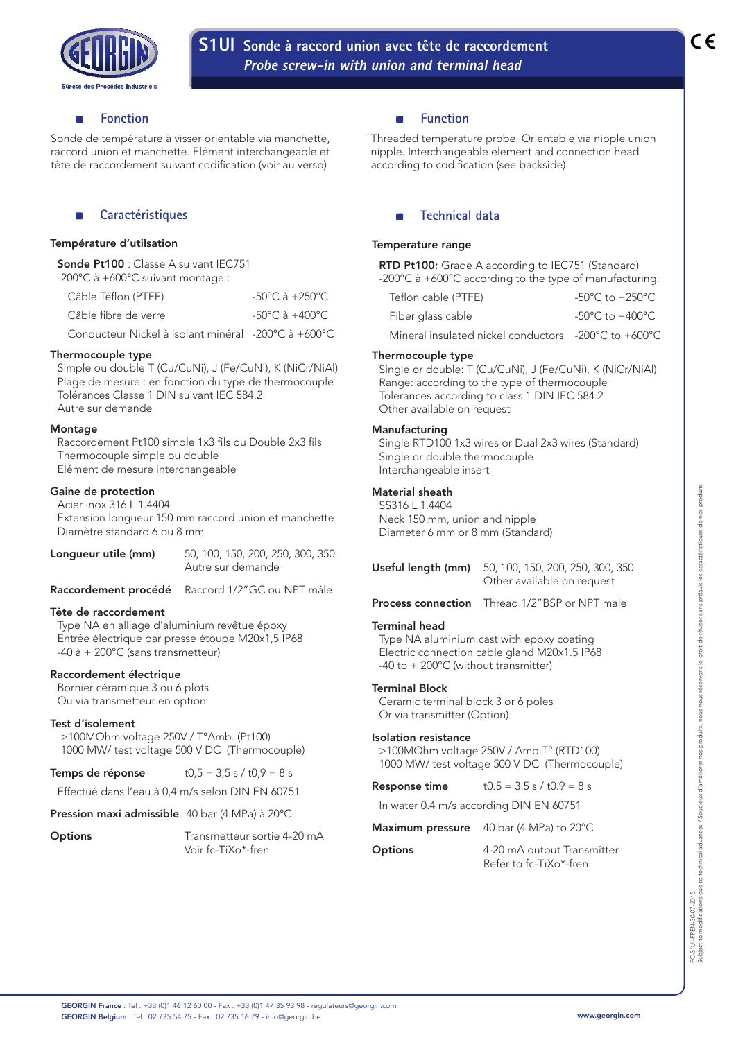# S1UI Sonde à raccord union avec tête de raccordement
*Probe screw-in with union and terminal head*

## Fonction

Sonde de température à visser orientable via manchette, raccord union et manchette. Elément interchangeable et tête de raccordement suivant codification (voir au verso)

## Caractéristiques

**Température d'utilsation**

**Sonde Pt100** : Classe A suivant IEC751
-200°C à +600°C suivant montage :

| | |
|---|---|
| Câble Téflon (PTFE) | -50°C à +250°C |
| Câble fibre de verre | -50°C à +400°C |
| Conducteur Nickel à isolant minéral | -200°C à +600°C |

**Thermocouple type**
Simple ou double T (Cu/CuNi), J (Fe/CuNi), K (NiCr/NiAl)
Plage de mesure : en fonction du type de thermocouple
Tolérances Classe 1 DIN suivant IEC 584.2
Autre sur demande

**Montage**
Raccordement Pt100 simple 1x3 fils ou Double 2x3 fils
Thermocouple simple ou double
Elément de mesure interchangeable

**Gaine de protection**
Acier inox 316 L 1.4404
Extension longueur 150 mm raccord union et manchette
Diamètre standard 6 ou 8 mm

**Longueur utile (mm)** 50, 100, 150, 200, 250, 300, 350
Autre sur demande

**Raccordement procédé** Raccord 1/2"GC ou NPT mâle

**Tête de raccordement**
Type NA en alliage d'aluminium revêtue époxy
Entrée électrique par presse étoupe M20x1,5 IP68
-40 à + 200°C (sans transmetteur)

**Raccordement électrique**
Bornier céramique 3 ou 6 plots
Ou via transmetteur en option

**Test d'isolement**
>100MOhm voltage 250V / T°Amb. (Pt100)
1000 MW/ test voltage 500 V DC (Thermocouple)

**Temps de réponse** t0,5 = 3,5 s / t0,9 = 8 s
Effectué dans l'eau à 0,4 m/s selon DIN EN 60751

**Pression maxi admissible** 40 bar (4 MPa) à 20°C

**Options** Transmetteur sortie 4-20 mA
Voir fc-TiXo*-fren

## Function

Threaded temperature probe. Orientable via nipple union nipple. Interchangeable element and connection head according to codification (see backside)

## Technical data

**Temperature range**

**RTD Pt100:** Grade A according to IEC751 (Standard)
-200°C à +600°C according to the type of manufacturing:

| | |
|---|---|
| Teflon cable (PTFE) | -50°C to +250°C |
| Fiber glass cable | -50°C to +400°C |
| Mineral insulated nickel conductors | -200°C to +600°C |

**Thermocouple type**
Single or double: T (Cu/CuNi), J (Fe/CuNi), K (NiCr/NiAl)
Range: according to the type of thermocouple
Tolerances according to class 1 DIN IEC 584.2
Other available on request

**Manufacturing**
Single RTD100 1x3 wires or Dual 2x3 wires (Standard)
Single or double thermocouple
Interchangeable insert

**Material sheath**
SS316 L 1.4404
Neck 150 mm, union and nipple
Diameter 6 mm or 8 mm (Standard)

**Useful length (mm)** 50, 100, 150, 200, 250, 300, 350
Other available on request

**Process connection** Thread 1/2"BSP or NPT male

**Terminal head**
Type NA aluminium cast with epoxy coating
Electric connection cable gland M20x1.5 IP68
-40 to + 200°C (without transmitter)

**Terminal Block**
Ceramic terminal block 3 or 6 poles
Or via transmitter (Option)

**Isolation resistance**
>100MOhm voltage 250V / Amb.T° (RTD100)
1000 MW/ test voltage 500 V DC (Thermocouple)

**Response time** t0.5 = 3.5 s / t0.9 = 8 s
In water 0.4 m/s according DIN EN 60751

**Maximum pressure** 40 bar (4 MPa) to 20°C

**Options** 4-20 mA output Transmitter
Refer to fc-TiXo*-fren

FC-S1UI-FREN-30-07-2015
Subject to modifications due to technical advances / Soucieux d'améliorer nos produits, nous nous réservons le droit de réviser sans préavis les caractéristiques de nos produits

**GEORGIN France** : Tel : +33 (0)1 46 12 60 00 - Fax : +33 (0)1 47 35 93 98 - regulateurs@georgin.com
**GEORGIN Belgium** : Tel : 02 735 54 75 - Fax : 02 735 16 79 - info@georgin.be
www.georgin.com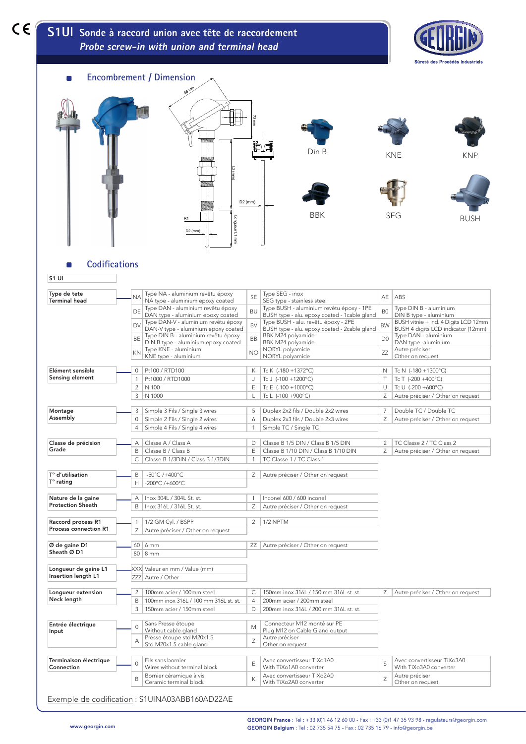# S1UI Sonde à raccord union avec tête de raccordement

*Probe screw-in with union and terminal head*

Sûreté des Procédés Industriels

## Encombrement / Dimension

68 mm

73 mm

L2 (mm)

D2 (mm)

R1

D2 (mm)

Longueur L1 mm

Din B

KNE

KNP

BBK

SEG

BUSH

## Codifications

**S1 UI**

| | | | | | | | | |
|---|---|---|---|---|---|---|---|---|
| **Type de tete**<br>**Terminal head** | NA | Type NA - aluminium revêtu époxy<br>NA type - aluminium epoxy coated | SE | Type SEG - inox<br>SEG type - stainless steel | AE | ABS | | |
| | DE | Type DAN - aluminium revêtu époxy<br>DAN type - aluminium epoxy coated | BU | Type BUSH - aluminium revêtu époxy - 1PE<br>BUSH type - alu. epoxy coated - 1cable gland | B0 | Type DIN B - aluminium<br>DIN B type - aluminium | | |
| | DV | Type DAN-V - aluminium revêtu époxy<br>DAN-V type - aluminium epoxy coated | BV | Type BUSH - alu. revêtu époxy - 2PE<br>BUSH type - alu. epoxy coated - 2cable gland | BW | BUSH vitrée + ind. 4 Digits LCD 12mm<br>BUSH 4 digits LCD indicator (12mm) | | |
| | BE | Type DIN B - aluminium revêtu époxy<br>DIN B type - aluminium epoxy coated | BB | BBK M24 polyamide<br>BBK M24 polyamide | D0 | Type DAN - aluminium<br>DAN type -aluminium | | |
| | KN | Type KNE - aluminium<br>KNE type - aluminium | NO | NORYL polyamide<br>NORYL polyamide | ZZ | Autre préciser<br>Other on request | | |
| **Elément sensible**<br>**Sensing element** | 0 | Pt100 / RTD100 | K | Tc K (-180 +1372°C) | N | Tc N (-180 +1300°C) | | |
| | 1 | Pt1000 / RTD1000 | J | Tc J (-100 +1200°C) | T | Tc T (-200 +400°C) | | |
| | 2 | Ni100 | E | Tc E (-100 +1000°C) | U | Tc U (-200 +600°C) | | |
| | 3 | Ni1000 | L | Tc L (-100 +900°C) | Z | Autre préciser / Other on request | | |
| **Montage**<br>**Assembly** | 3 | Simple 3 Fils / Single 3 wires | 5 | Duplex 2x2 fils / Double 2x2 wires | 7 | Double TC / Double TC | | |
| | 0 | Simple 2 Fils / Single 2 wires | 6 | Duplex 2x3 fils / Double 2x3 wires | Z | Autre préciser / Other on request | | |
| | 4 | Simple 4 Fils / Single 4 wires | 1 | Simple TC / Single TC | | | | |
| **Classe de précision**<br>**Grade** | A | Classe A / Class A | D | Classe B 1/5 DIN / Class B 1/5 DIN | 2 | TC Classe 2 / TC Class 2 | | |
| | B | Classe B / Class B | E | Classe B 1/10 DIN / Class B 1/10 DIN | Z | Autre préciser / Other on request | | |
| | C | Classe B 1/3DIN / Class B 1/3DIN | 1 | TC Classe 1 / TC Class 1 | | | | |
| **T° d'utilisation**<br>**T° rating** | B | -50°C /+400°C | Z | Autre préciser / Other on request | | | | |
| | H | -200°C /+600°C | | | | | | |
| **Nature de la gaine**<br>**Protection Sheath** | A | Inox 304L / 304L St. st. | I | Inconel 600 / 600 inconel | | | | |
| | B | Inox 316L / 316L St. st. | Z | Autre préciser / Other on request | | | | |
| **Raccord process R1**<br>**Process connection R1** | 1 | 1/2 GM Cyl. / BSPP | 2 | 1/2 NPTM | | | | |
| | Z | Autre préciser / Other on request | | | | | | |
| **Ø de gaine D1**<br>**Sheath Ø D1** | 60 | 6 mm | ZZ | Autre préciser / Other on request | | | | |
| | 80 | 8 mm | | | | | | |
| **Longueur de gaine L1**<br>**Insertion length L1** | XXX | Valeur en mm / Value (mm) | | | | | | |
| | ZZZ | Autre / Other | | | | | | |
| **Longueur extension**<br>**Neck length** | 2 | 100mm acier / 100mm steel | C | 150mm inox 316L / 150 mm 316L st. st. | Z | Autre préciser / Other on request | | |
| | B | 100mm inox 316L / 100 mm 316L st. st. | 4 | 200mm acier / 200mm steel | | | | |
| | 3 | 150mm acier / 150mm steel | D | 200mm inox 316L / 200 mm 316L st. st. | | | | |
| **Entrée électrique**<br>**Input** | 0 | Sans Presse étoupe<br>Without cable gland | M | Connecteur M12 monté sur PE<br>Plug M12 on Cable Gland output | | | | |
| | A | Presse étoupe std M20x1.5<br>Std M20x1.5 cable gland | Z | Autre préciser<br>Other on request | | | | |
| **Terminaison électrique**<br>**Connection** | 0 | Fils sans bornier<br>Wires without terminal block | E | Avec convertisseur TiXo1A0<br>With TiXo1A0 converter | S | Avec convertisseur TiXo3A0<br>With TiXo3A0 converter | | |
| | B | Bornier céramique à vis<br>Ceramic terminal block | K | Avec convertisseur TiXo2A0<br>With TiXo2A0 converter | Z | Autre préciser<br>Other on request | | |

Exemple de codification : S1UINA03ABB160AD22AE

www.georgin.com

**GEORGIN France** : Tel : +33 (0)1 46 12 60 00 - Fax : +33 (0)1 47 35 93 98 - regulateurs@georgin.com
**GEORGIN Belgium** : Tel : 02 735 54 75 - Fax : 02 735 16 79 - info@georgin.be